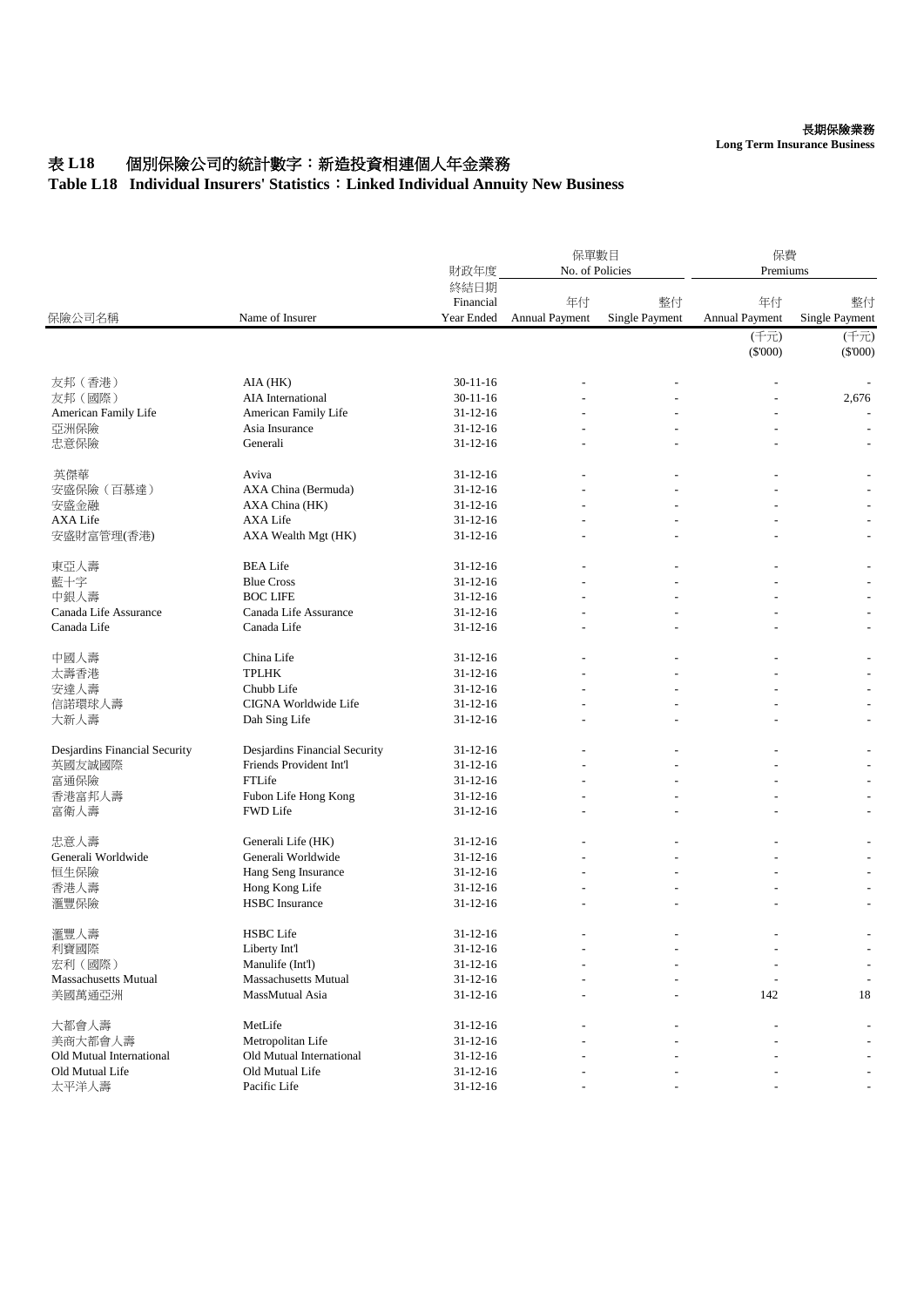**長期保險業務**
**Long Term Insurance Business**

# 表 L18　個別保險公司的統計數字：新造投資相連個人年金業務
# Table L18 Individual Insurers' Statistics：Linked Individual Annuity New Business

| 保險公司名稱 | Name of Insurer | 財政年度終結日期 Financial Year Ended | 保單數目 No. of Policies | | 保費 Premiums | |
|---|---|---|---|---|---|---|
| | | | 年付 Annual Payment | 整付 Single Payment | 年付 Annual Payment | 整付 Single Payment |
| | | | | | (千元) ($'000) | (千元) ($'000) |
| 友邦（香港） | AIA (HK) | 30-11-16 | - | - | - | - |
| 友邦（國際） | AIA International | 30-11-16 | - | - | - | 2,676 |
| American Family Life | American Family Life | 31-12-16 | - | - | - | - |
| 亞洲保險 | Asia Insurance | 31-12-16 | - | - | - | - |
| 忠意保險 | Generali | 31-12-16 | - | - | - | - |
| 英傑華 | Aviva | 31-12-16 | - | - | - | - |
| 安盛保險（百慕達） | AXA China (Bermuda) | 31-12-16 | - | - | - | - |
| 安盛金融 | AXA China (HK) | 31-12-16 | - | - | - | - |
| AXA Life | AXA Life | 31-12-16 | - | - | - | - |
| 安盛財富管理(香港) | AXA Wealth Mgt (HK) | 31-12-16 | - | - | - | - |
| 東亞人壽 | BEA Life | 31-12-16 | - | - | - | - |
| 藍十字 | Blue Cross | 31-12-16 | - | - | - | - |
| 中銀人壽 | BOC LIFE | 31-12-16 | - | - | - | - |
| Canada Life Assurance | Canada Life Assurance | 31-12-16 | - | - | - | - |
| Canada Life | Canada Life | 31-12-16 | - | - | - | - |
| 中國人壽 | China Life | 31-12-16 | - | - | - | - |
| 太壽香港 | TPLHK | 31-12-16 | - | - | - | - |
| 安達人壽 | Chubb Life | 31-12-16 | - | - | - | - |
| 信諾環球人壽 | CIGNA Worldwide Life | 31-12-16 | - | - | - | - |
| 大新人壽 | Dah Sing Life | 31-12-16 | - | - | - | - |
| Desjardins Financial Security | Desjardins Financial Security | 31-12-16 | - | - | - | - |
| 英國友誠國際 | Friends Provident Int'l | 31-12-16 | - | - | - | - |
| 富通保險 | FTLife | 31-12-16 | - | - | - | - |
| 香港富邦人壽 | Fubon Life Hong Kong | 31-12-16 | - | - | - | - |
| 富衛人壽 | FWD Life | 31-12-16 | - | - | - | - |
| 忠意人壽 | Generali Life (HK) | 31-12-16 | - | - | - | - |
| Generali Worldwide | Generali Worldwide | 31-12-16 | - | - | - | - |
| 恒生保險 | Hang Seng Insurance | 31-12-16 | - | - | - | - |
| 香港人壽 | Hong Kong Life | 31-12-16 | - | - | - | - |
| 滙豐保險 | HSBC Insurance | 31-12-16 | - | - | - | - |
| 滙豐人壽 | HSBC Life | 31-12-16 | - | - | - | - |
| 利寶國際 | Liberty Int'l | 31-12-16 | - | - | - | - |
| 宏利（國際） | Manulife (Int'l) | 31-12-16 | - | - | - | - |
| Massachusetts Mutual | Massachusetts Mutual | 31-12-16 | - | - | - | - |
| 美國萬通亞洲 | MassMutual Asia | 31-12-16 | - | - | 142 | 18 |
| 大都會人壽 | MetLife | 31-12-16 | - | - | - | - |
| 美商大都會人壽 | Metropolitan Life | 31-12-16 | - | - | - | - |
| Old Mutual International | Old Mutual International | 31-12-16 | - | - | - | - |
| Old Mutual Life | Old Mutual Life | 31-12-16 | - | - | - | - |
| 太平洋人壽 | Pacific Life | 31-12-16 | - | - | - | - |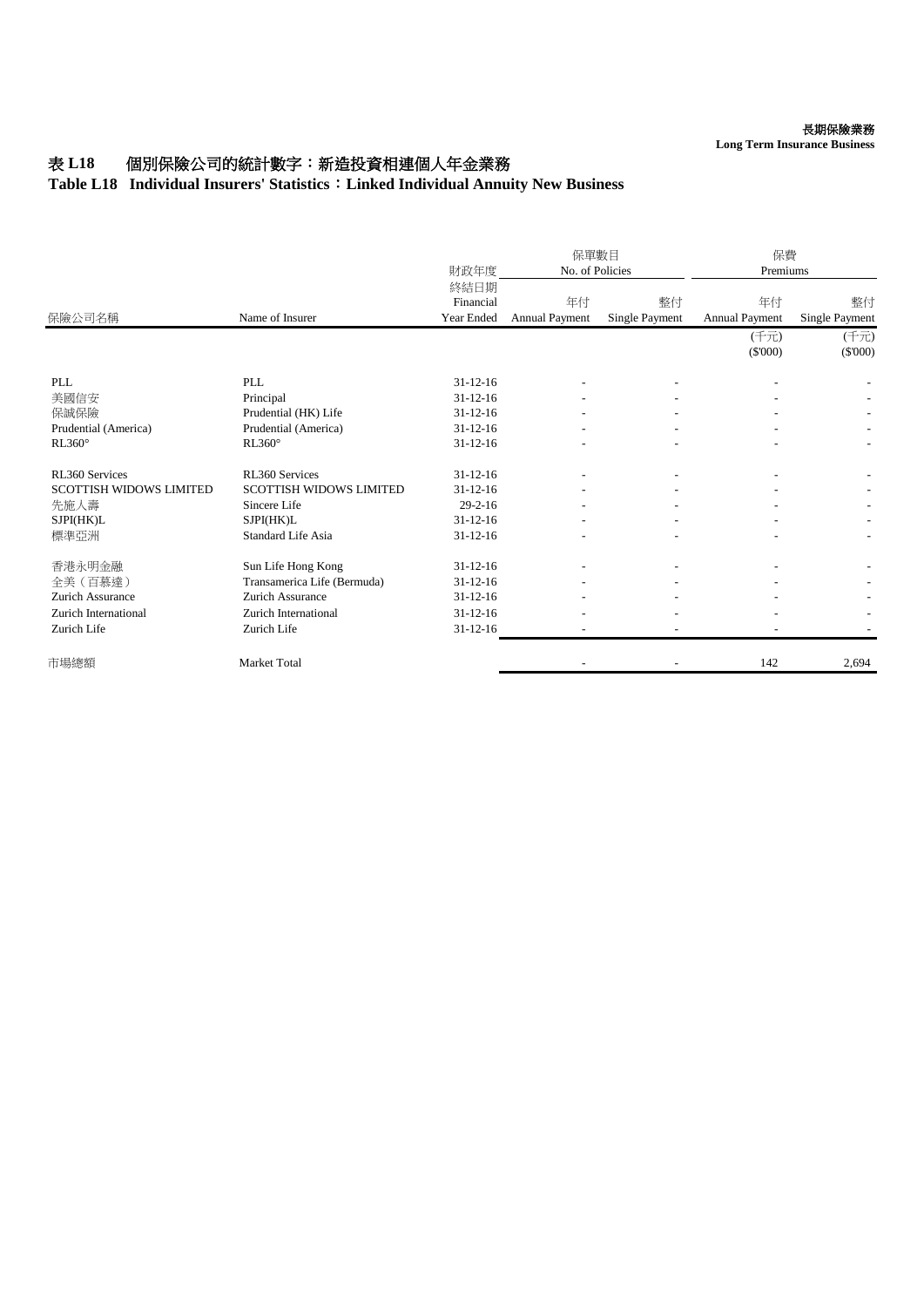# 表 L18　個別保險公司的統計數字：新造投資相連個人年金業務

# Table L18　Individual Insurers' Statistics：Linked Individual Annuity New Business

| 保險公司名稱 | Name of Insurer | 財政年度終結日期 Financial Year Ended | 保單數目 No. of Policies 年付 Annual Payment | 保單數目 No. of Policies 整付 Single Payment | 保費 Premiums 年付 Annual Payment (千元) ($'000) | 保費 Premiums 整付 Single Payment (千元) ($'000) |
|---|---|---|---|---|---|---|
| PLL | PLL | 31-12-16 | - | - | - | - |
| 美國信安 | Principal | 31-12-16 | - | - | - | - |
| 保誠保險 | Prudential (HK) Life | 31-12-16 | - | - | - | - |
| Prudential (America) | Prudential (America) | 31-12-16 | - | - | - | - |
| RL360° | RL360° | 31-12-16 | - | - | - | - |
| RL360 Services | RL360 Services | 31-12-16 | - | - | - | - |
| SCOTTISH WIDOWS LIMITED | SCOTTISH WIDOWS LIMITED | 31-12-16 | - | - | - | - |
| 先施人壽 | Sincere Life | 29-2-16 | - | - | - | - |
| SJPI(HK)L | SJPI(HK)L | 31-12-16 | - | - | - | - |
| 標準亞洲 | Standard Life Asia | 31-12-16 | - | - | - | - |
| 香港永明金融 | Sun Life Hong Kong | 31-12-16 | - | - | - | - |
| 全美（百慕達） | Transamerica Life (Bermuda) | 31-12-16 | - | - | - | - |
| Zurich Assurance | Zurich Assurance | 31-12-16 | - | - | - | - |
| Zurich International | Zurich International | 31-12-16 | - | - | - | - |
| Zurich Life | Zurich Life | 31-12-16 | - | - | - | - |
| 市場總額 | Market Total | | - | - | 142 | 2,694 |